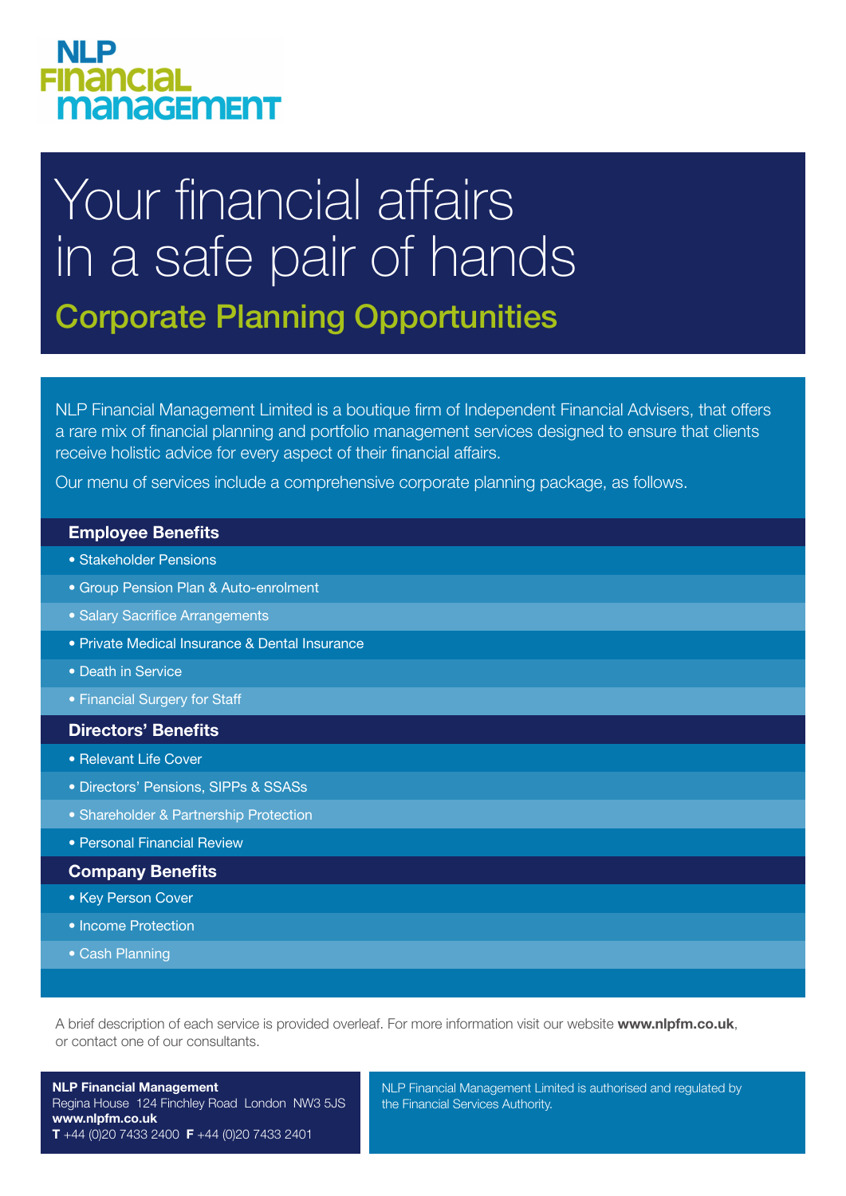**NLP Financial Management**

# Your financial affairs in a safe pair of hands

## Corporate Planning Opportunities

NLP Financial Management Limited is a boutique firm of Independent Financial Advisers, that offers a rare mix of financial planning and portfolio management services designed to ensure that clients receive holistic advice for every aspect of their financial affairs.

Our menu of services include a comprehensive corporate planning package, as follows.

### Employee Benefits

- Stakeholder Pensions
- Group Pension Plan & Auto-enrolment
- Salary Sacrifice Arrangements
- Private Medical Insurance & Dental Insurance
- Death in Service
- Financial Surgery for Staff

### Directors' Benefits

- Relevant Life Cover
- Directors' Pensions, SIPPs & SSASs
- Shareholder & Partnership Protection
- Personal Financial Review

### Company Benefits

- Key Person Cover
- Income Protection
- Cash Planning

A brief description of each service is provided overleaf. For more information visit our website **www.nlpfm.co.uk**, or contact one of our consultants.

**NLP Financial Management**
Regina House 124 Finchley Road London NW3 5JS
**www.nlpfm.co.uk**
**T** +44 (0)20 7433 2400 **F** +44 (0)20 7433 2401

NLP Financial Management Limited is authorised and regulated by the Financial Services Authority.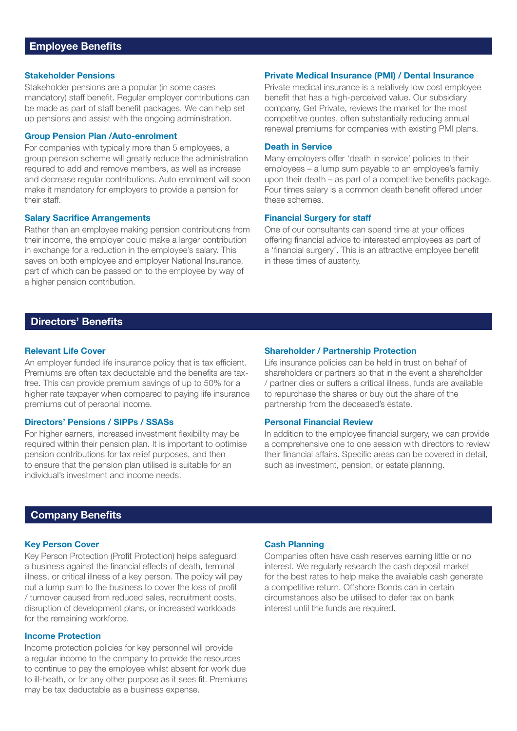## Employee Benefits

### Stakeholder Pensions

Stakeholder pensions are a popular (in some cases mandatory) staff benefit. Regular employer contributions can be made as part of staff benefit packages. We can help set up pensions and assist with the ongoing administration.

### Group Pension Plan /Auto-enrolment

For companies with typically more than 5 employees, a group pension scheme will greatly reduce the administration required to add and remove members, as well as increase and decrease regular contributions. Auto enrolment will soon make it mandatory for employers to provide a pension for their staff.

### Salary Sacrifice Arrangements

Rather than an employee making pension contributions from their income, the employer could make a larger contribution in exchange for a reduction in the employee's salary. This saves on both employee and employer National Insurance, part of which can be passed on to the employee by way of a higher pension contribution.

### Private Medical Insurance (PMI) / Dental Insurance

Private medical insurance is a relatively low cost employee benefit that has a high-perceived value. Our subsidiary company, Get Private, reviews the market for the most competitive quotes, often substantially reducing annual renewal premiums for companies with existing PMI plans.

### Death in Service

Many employers offer 'death in service' policies to their employees – a lump sum payable to an employee's family upon their death – as part of a competitive benefits package. Four times salary is a common death benefit offered under these schemes.

### Financial Surgery for staff

One of our consultants can spend time at your offices offering financial advice to interested employees as part of a 'financial surgery'. This is an attractive employee benefit in these times of austerity.

## Directors' Benefits

### Relevant Life Cover

An employer funded life insurance policy that is tax efficient. Premiums are often tax deductable and the benefits are tax-free. This can provide premium savings of up to 50% for a higher rate taxpayer when compared to paying life insurance premiums out of personal income.

### Directors' Pensions / SIPPs / SSASs

For higher earners, increased investment flexibility may be required within their pension plan. It is important to optimise pension contributions for tax relief purposes, and then to ensure that the pension plan utilised is suitable for an individual's investment and income needs.

### Shareholder / Partnership Protection

Life insurance policies can be held in trust on behalf of shareholders or partners so that in the event a shareholder / partner dies or suffers a critical illness, funds are available to repurchase the shares or buy out the share of the partnership from the deceased's estate.

### Personal Financial Review

In addition to the employee financial surgery, we can provide a comprehensive one to one session with directors to review their financial affairs. Specific areas can be covered in detail, such as investment, pension, or estate planning.

## Company Benefits

### Key Person Cover

Key Person Protection (Profit Protection) helps safeguard a business against the financial effects of death, terminal illness, or critical illness of a key person. The policy will pay out a lump sum to the business to cover the loss of profit / turnover caused from reduced sales, recruitment costs, disruption of development plans, or increased workloads for the remaining workforce.

### Income Protection

Income protection policies for key personnel will provide a regular income to the company to provide the resources to continue to pay the employee whilst absent for work due to ill-heath, or for any other purpose as it sees fit. Premiums may be tax deductable as a business expense.

### Cash Planning

Companies often have cash reserves earning little or no interest. We regularly research the cash deposit market for the best rates to help make the available cash generate a competitive return. Offshore Bonds can in certain circumstances also be utilised to defer tax on bank interest until the funds are required.